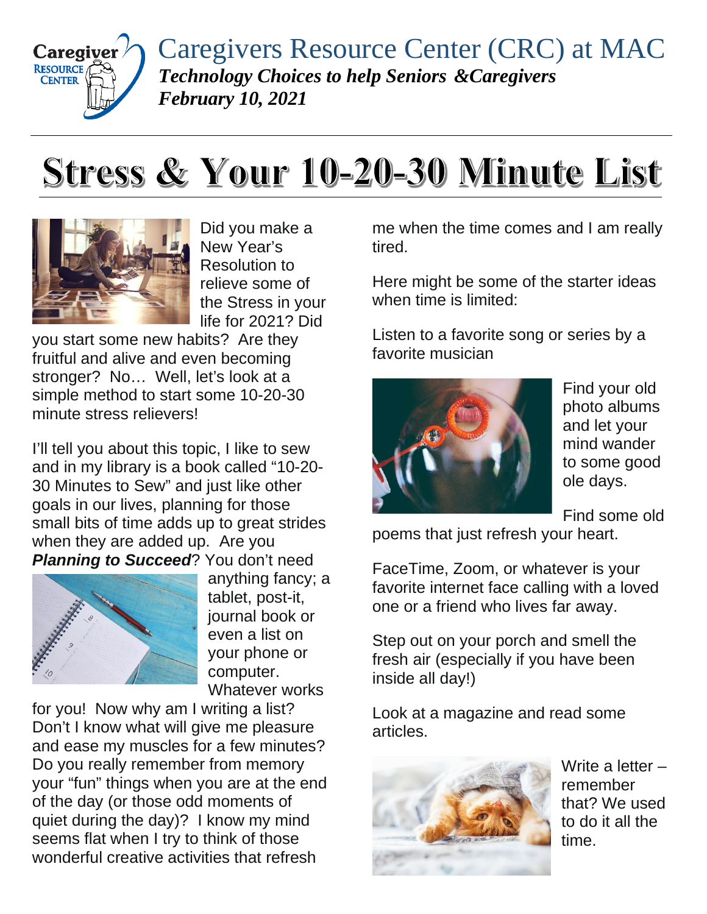Caregivers Resource Center (CRC) at MAC

***Technology Choices to help Seniors &Caregivers***

***February 10, 2021***

# Stress & Your 10-20-30 Minute List

Did you make a New Year's Resolution to relieve some of the Stress in your life for 2021? Did you start some new habits? Are they fruitful and alive and even becoming stronger? No… Well, let's look at a simple method to start some 10-20-30 minute stress relievers!

I'll tell you about this topic, I like to sew and in my library is a book called "10-20-30 Minutes to Sew" and just like other goals in our lives, planning for those small bits of time adds up to great strides when they are added up. Are you ***Planning to Succeed***? You don't need anything fancy; a tablet, post-it, journal book or even a list on your phone or computer. Whatever works for you! Now why am I writing a list? Don't I know what will give me pleasure and ease my muscles for a few minutes? Do you really remember from memory your "fun" things when you are at the end of the day (or those odd moments of quiet during the day)? I know my mind seems flat when I try to think of those wonderful creative activities that refresh me when the time comes and I am really tired.

Here might be some of the starter ideas when time is limited:

Listen to a favorite song or series by a favorite musician

Find your old photo albums and let your mind wander to some good ole days.

Find some old poems that just refresh your heart.

FaceTime, Zoom, or whatever is your favorite internet face calling with a loved one or a friend who lives far away.

Step out on your porch and smell the fresh air (especially if you have been inside all day!)

Look at a magazine and read some articles.

Write a letter – remember that? We used to do it all the time.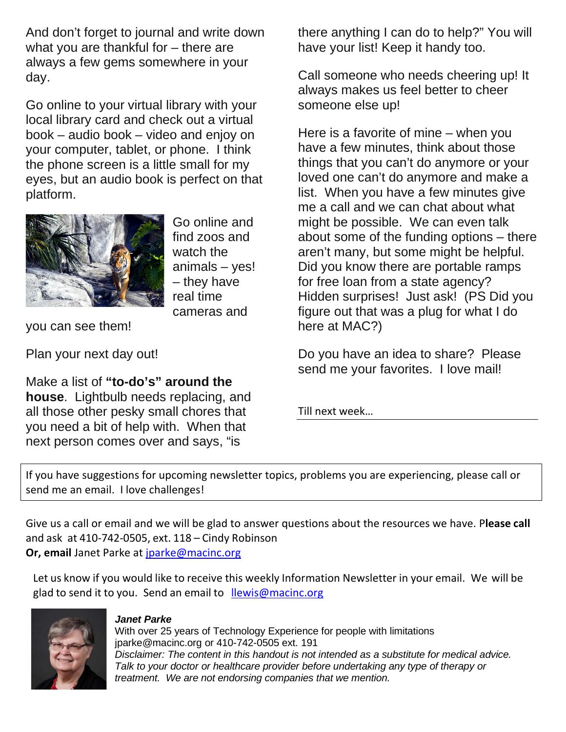And don't forget to journal and write down what you are thankful for – there are always a few gems somewhere in your day.

Go online to your virtual library with your local library card and check out a virtual book – audio book – video and enjoy on your computer, tablet, or phone. I think the phone screen is a little small for my eyes, but an audio book is perfect on that platform.

Go online and find zoos and watch the animals – yes! – they have real time cameras and you can see them!

Plan your next day out!

Make a list of **"to-do's" around the house**. Lightbulb needs replacing, and all those other pesky small chores that you need a bit of help with. When that next person comes over and says, "is there anything I can do to help?" You will have your list! Keep it handy too.

Call someone who needs cheering up! It always makes us feel better to cheer someone else up!

Here is a favorite of mine – when you have a few minutes, think about those things that you can't do anymore or your loved one can't do anymore and make a list. When you have a few minutes give me a call and we can chat about what might be possible. We can even talk about some of the funding options – there aren't many, but some might be helpful. Did you know there are portable ramps for free loan from a state agency? Hidden surprises! Just ask! (PS Did you figure out that was a plug for what I do here at MAC?)

Do you have an idea to share? Please send me your favorites. I love mail!

Till next week…

If you have suggestions for upcoming newsletter topics, problems you are experiencing, please call or send me an email. I love challenges!

Give us a call or email and we will be glad to answer questions about the resources we have. P**lease call** and ask at 410-742-0505, ext. 118 – Cindy Robinson
**Or, email** Janet Parke at [jparke@macinc.org](mailto:jparke@macinc.org)

Let us know if you would like to receive this weekly Information Newsletter in your email. We will be glad to send it to you. Send an email to [llewis@macinc.org](mailto:llewis@macinc.org)

***Janet Parke***
With over 25 years of Technology Experience for people with limitations
jparke@macinc.org or 410-742-0505 ext. 191
*Disclaimer: The content in this handout is not intended as a substitute for medical advice. Talk to your doctor or healthcare provider before undertaking any type of therapy or treatment. We are not endorsing companies that we mention.*